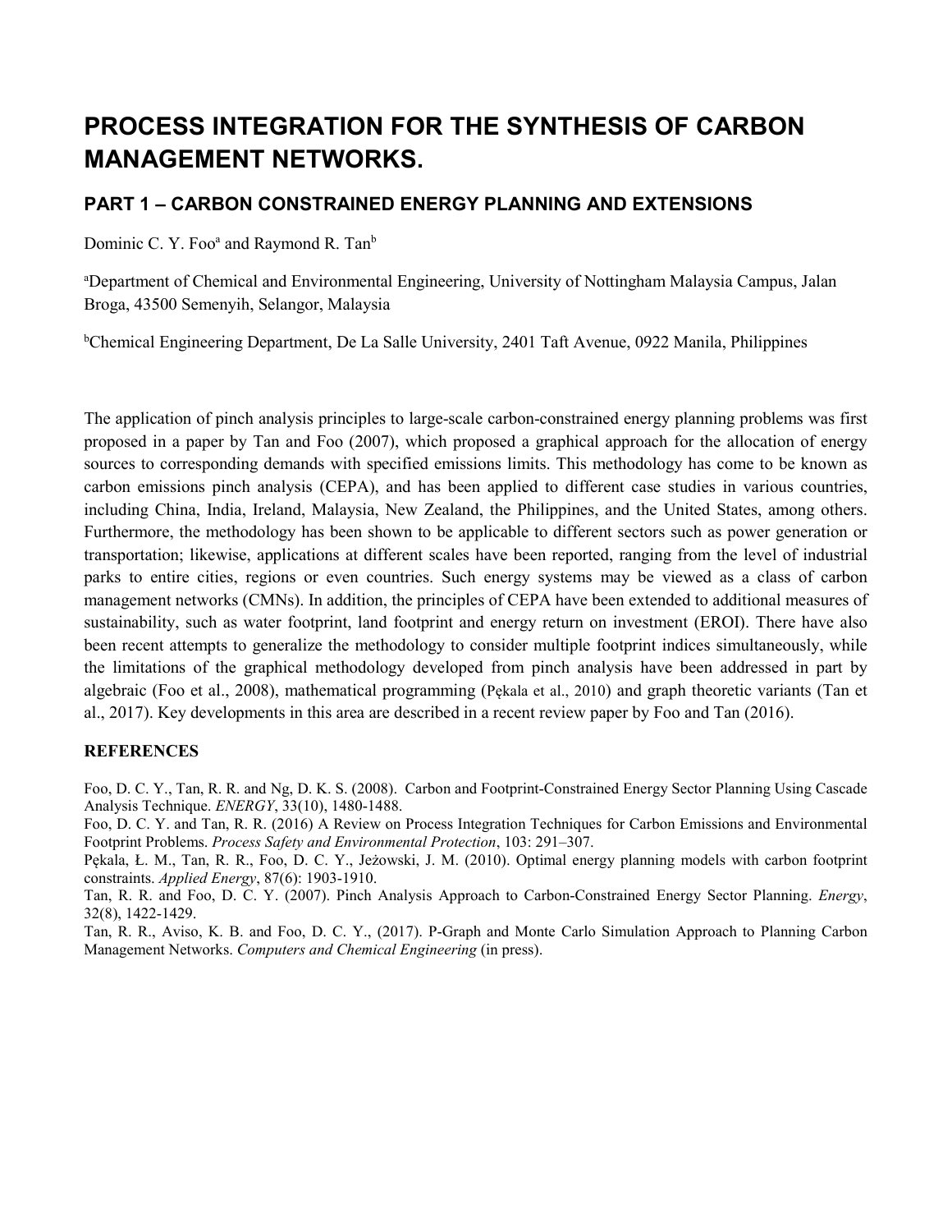# PROCESS INTEGRATION FOR THE SYNTHESIS OF CARBON MANAGEMENT NETWORKS.

## PART 1 – CARBON CONSTRAINED ENERGY PLANNING AND EXTENSIONS

Dominic C. Y. Foo[a] and Raymond R. Tan[b]

[a]Department of Chemical and Environmental Engineering, University of Nottingham Malaysia Campus, Jalan Broga, 43500 Semenyih, Selangor, Malaysia

[b]Chemical Engineering Department, De La Salle University, 2401 Taft Avenue, 0922 Manila, Philippines

The application of pinch analysis principles to large-scale carbon-constrained energy planning problems was first proposed in a paper by Tan and Foo (2007), which proposed a graphical approach for the allocation of energy sources to corresponding demands with specified emissions limits. This methodology has come to be known as carbon emissions pinch analysis (CEPA), and has been applied to different case studies in various countries, including China, India, Ireland, Malaysia, New Zealand, the Philippines, and the United States, among others. Furthermore, the methodology has been shown to be applicable to different sectors such as power generation or transportation; likewise, applications at different scales have been reported, ranging from the level of industrial parks to entire cities, regions or even countries. Such energy systems may be viewed as a class of carbon management networks (CMNs). In addition, the principles of CEPA have been extended to additional measures of sustainability, such as water footprint, land footprint and energy return on investment (EROI). There have also been recent attempts to generalize the methodology to consider multiple footprint indices simultaneously, while the limitations of the graphical methodology developed from pinch analysis have been addressed in part by algebraic (Foo et al., 2008), mathematical programming (Pękala et al., 2010) and graph theoretic variants (Tan et al., 2017). Key developments in this area are described in a recent review paper by Foo and Tan (2016).

**REFERENCES**

Foo, D. C. Y., Tan, R. R. and Ng, D. K. S. (2008). Carbon and Footprint-Constrained Energy Sector Planning Using Cascade Analysis Technique. *ENERGY*, 33(10), 1480-1488.

Foo, D. C. Y. and Tan, R. R. (2016) A Review on Process Integration Techniques for Carbon Emissions and Environmental Footprint Problems. *Process Safety and Environmental Protection*, 103: 291–307.

Pękala, Ł. M., Tan, R. R., Foo, D. C. Y., Jeżowski, J. M. (2010). Optimal energy planning models with carbon footprint constraints. *Applied Energy*, 87(6): 1903-1910.

Tan, R. R. and Foo, D. C. Y. (2007). Pinch Analysis Approach to Carbon-Constrained Energy Sector Planning. *Energy*, 32(8), 1422-1429.

Tan, R. R., Aviso, K. B. and Foo, D. C. Y., (2017). P-Graph and Monte Carlo Simulation Approach to Planning Carbon Management Networks. *Computers and Chemical Engineering* (in press).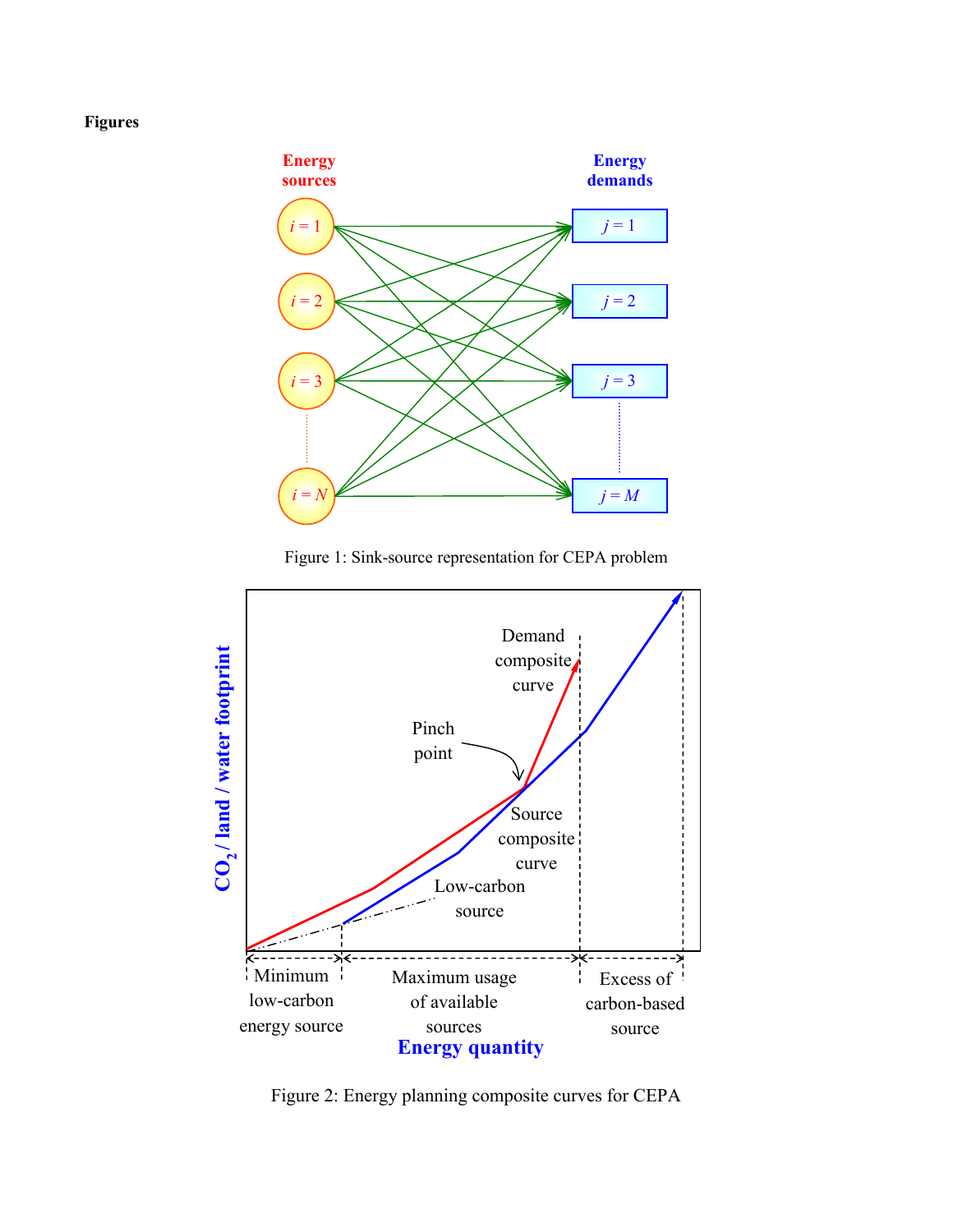**Figures**

Figure 1: Sink-source representation for CEPA problem

Figure 2: Energy planning composite curves for CEPA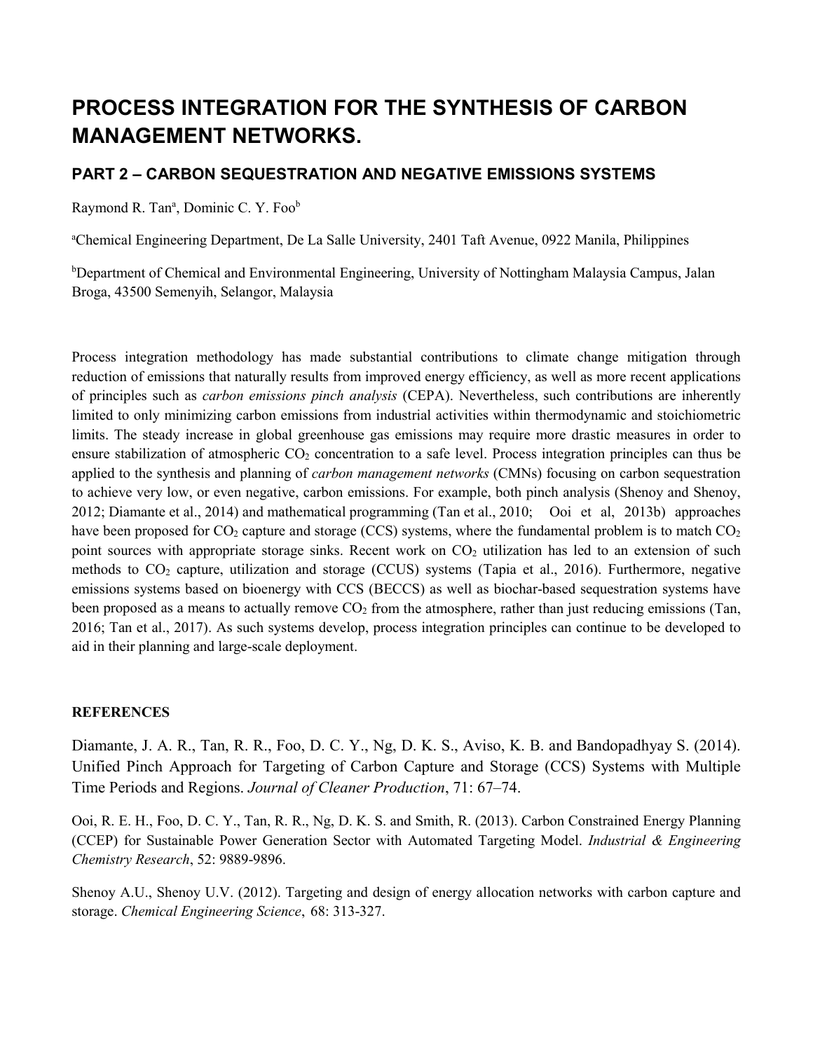# PROCESS INTEGRATION FOR THE SYNTHESIS OF CARBON MANAGEMENT NETWORKS.

## PART 2 – CARBON SEQUESTRATION AND NEGATIVE EMISSIONS SYSTEMS

Raymond R. Tan[a], Dominic C. Y. Foo[b]

[a]Chemical Engineering Department, De La Salle University, 2401 Taft Avenue, 0922 Manila, Philippines

[b]Department of Chemical and Environmental Engineering, University of Nottingham Malaysia Campus, Jalan Broga, 43500 Semenyih, Selangor, Malaysia

Process integration methodology has made substantial contributions to climate change mitigation through reduction of emissions that naturally results from improved energy efficiency, as well as more recent applications of principles such as *carbon emissions pinch analysis* (CEPA). Nevertheless, such contributions are inherently limited to only minimizing carbon emissions from industrial activities within thermodynamic and stoichiometric limits. The steady increase in global greenhouse gas emissions may require more drastic measures in order to ensure stabilization of atmospheric $CO_2$ concentration to a safe level. Process integration principles can thus be applied to the synthesis and planning of *carbon management networks* (CMNs) focusing on carbon sequestration to achieve very low, or even negative, carbon emissions. For example, both pinch analysis (Shenoy and Shenoy, 2012; Diamante et al., 2014) and mathematical programming (Tan et al., 2010; Ooi et al, 2013b) approaches have been proposed for $CO_2$ capture and storage (CCS) systems, where the fundamental problem is to match $CO_2$ point sources with appropriate storage sinks. Recent work on $CO_2$ utilization has led to an extension of such methods to $CO_2$ capture, utilization and storage (CCUS) systems (Tapia et al., 2016). Furthermore, negative emissions systems based on bioenergy with CCS (BECCS) as well as biochar-based sequestration systems have been proposed as a means to actually remove $CO_2$ from the atmosphere, rather than just reducing emissions (Tan, 2016; Tan et al., 2017). As such systems develop, process integration principles can continue to be developed to aid in their planning and large-scale deployment.

**REFERENCES**

Diamante, J. A. R., Tan, R. R., Foo, D. C. Y., Ng, D. K. S., Aviso, K. B. and Bandopadhyay S. (2014). Unified Pinch Approach for Targeting of Carbon Capture and Storage (CCS) Systems with Multiple Time Periods and Regions. *Journal of Cleaner Production*, 71: 67–74.

Ooi, R. E. H., Foo, D. C. Y., Tan, R. R., Ng, D. K. S. and Smith, R. (2013). Carbon Constrained Energy Planning (CCEP) for Sustainable Power Generation Sector with Automated Targeting Model. *Industrial & Engineering Chemistry Research*, 52: 9889-9896.

Shenoy A.U., Shenoy U.V. (2012). Targeting and design of energy allocation networks with carbon capture and storage. *Chemical Engineering Science*, 68: 313-327.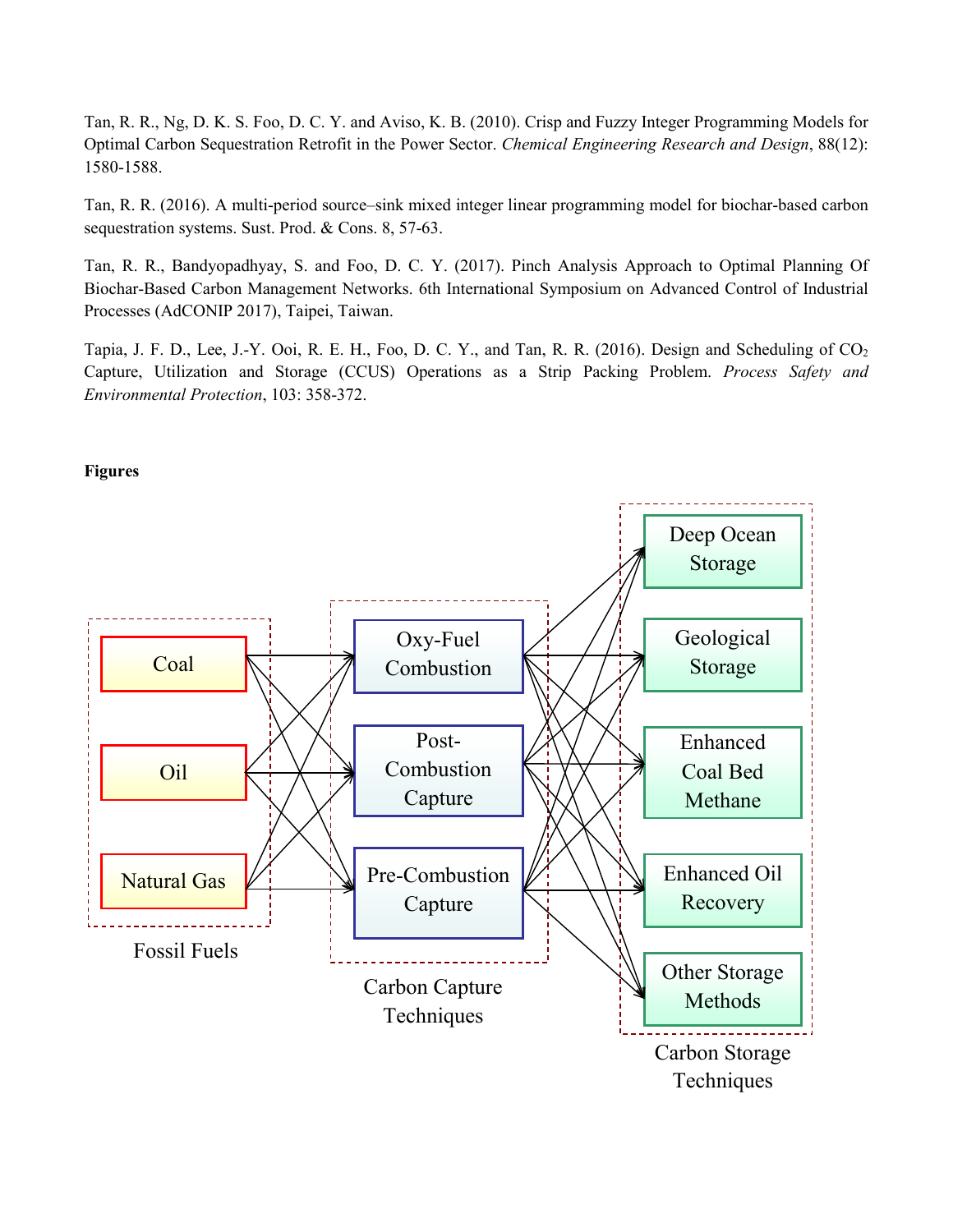Tan, R. R., Ng, D. K. S. Foo, D. C. Y. and Aviso, K. B. (2010). Crisp and Fuzzy Integer Programming Models for Optimal Carbon Sequestration Retrofit in the Power Sector. *Chemical Engineering Research and Design*, 88(12): 1580-1588.

Tan, R. R. (2016). A multi-period source–sink mixed integer linear programming model for biochar-based carbon sequestration systems. Sust. Prod. & Cons. 8, 57-63.

Tan, R. R., Bandyopadhyay, S. and Foo, D. C. Y. (2017). Pinch Analysis Approach to Optimal Planning Of Biochar-Based Carbon Management Networks. 6th International Symposium on Advanced Control of Industrial Processes (AdCONIP 2017), Taipei, Taiwan.

Tapia, J. F. D., Lee, J.-Y. Ooi, R. E. H., Foo, D. C. Y., and Tan, R. R. (2016). Design and Scheduling of $CO_2$ Capture, Utilization and Storage (CCUS) Operations as a Strip Packing Problem. *Process Safety and Environmental Protection*, 103: 358-372.

**Figures**

Coal

Oil

Natural Gas

Fossil Fuels

Oxy-Fuel Combustion

Post-Combustion Capture

Pre-Combustion Capture

Carbon Capture Techniques

Deep Ocean Storage

Geological Storage

Enhanced Coal Bed Methane

Enhanced Oil Recovery

Other Storage Methods

Carbon Storage Techniques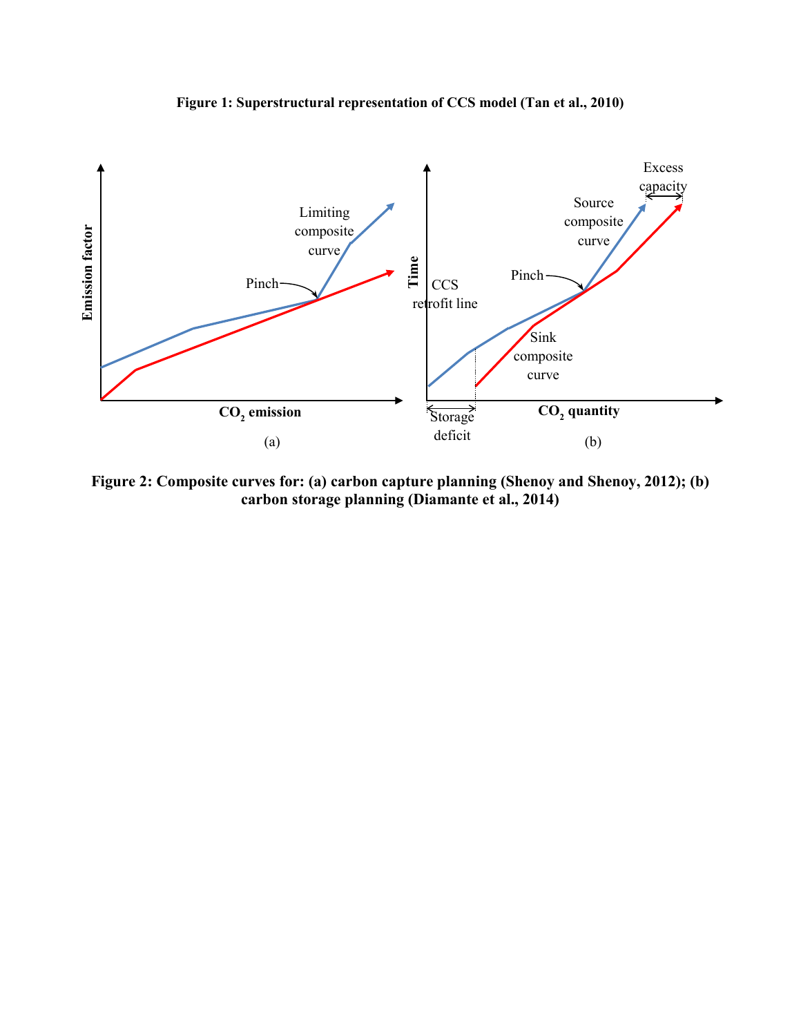**Figure 1: Superstructural representation of CCS model (Tan et al., 2010)**

Emission factor

Limiting composite curve

Pinch

$CO_2$ emission

(a)

Time

Excess capacity

Source composite curve

Pinch

CCS retrofit line

Sink composite curve

Storage deficit

$CO_2$ quantity

(b)

**Figure 2: Composite curves for: (a) carbon capture planning (Shenoy and Shenoy, 2012); (b) carbon storage planning (Diamante et al., 2014)**